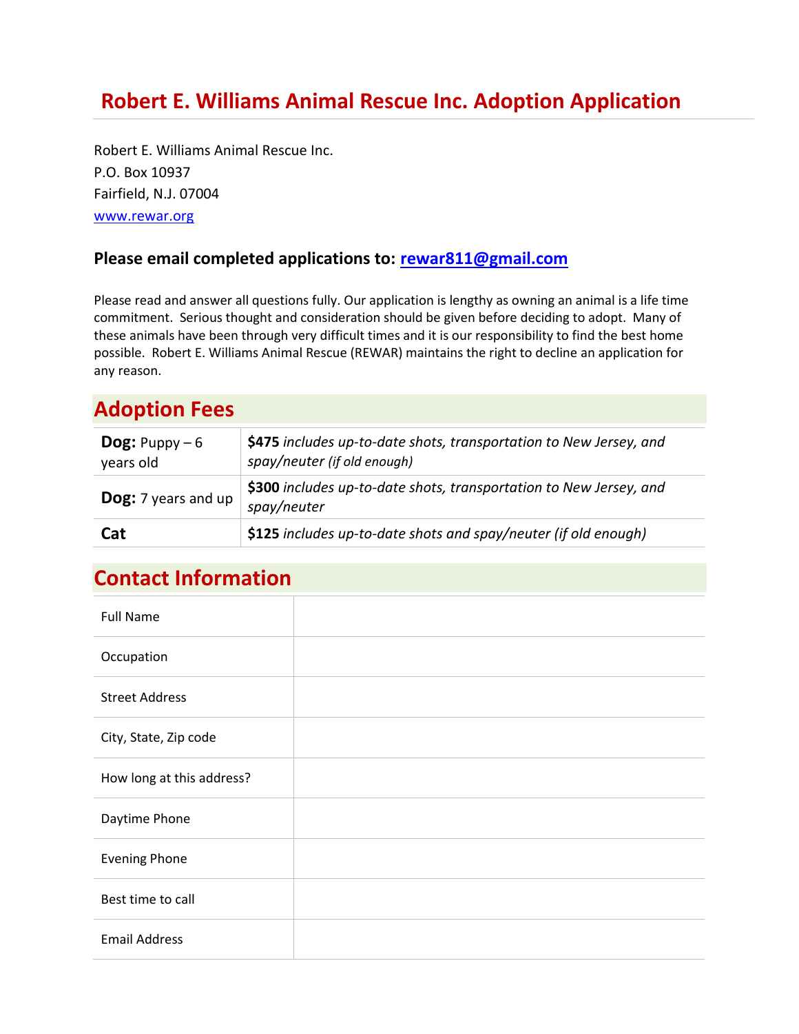# Robert E. Williams Animal Rescue Inc. Adoption Application

Robert E. Williams Animal Rescue Inc.
P.O. Box 10937
Fairfield, N.J. 07004
www.rewar.org

**Please email completed applications to: rewar811@gmail.com**

Please read and answer all questions fully. Our application is lengthy as owning an animal is a life time commitment. Serious thought and consideration should be given before deciding to adopt. Many of these animals have been through very difficult times and it is our responsibility to find the best home possible. Robert E. Williams Animal Rescue (REWAR) maintains the right to decline an application for any reason.

## Adoption Fees

| | |
|---|---|
| **Dog:** Puppy – 6 years old | **$475** *includes up-to-date shots, transportation to New Jersey, and spay/neuter (if old enough)* |
| **Dog:** 7 years and up | **$300** *includes up-to-date shots, transportation to New Jersey, and spay/neuter* |
| **Cat** | **$125** *includes up-to-date shots and spay/neuter (if old enough)* |

## Contact Information

| | |
|---|---|
| Full Name | |
| Occupation | |
| Street Address | |
| City, State, Zip code | |
| How long at this address? | |
| Daytime Phone | |
| Evening Phone | |
| Best time to call | |
| Email Address | |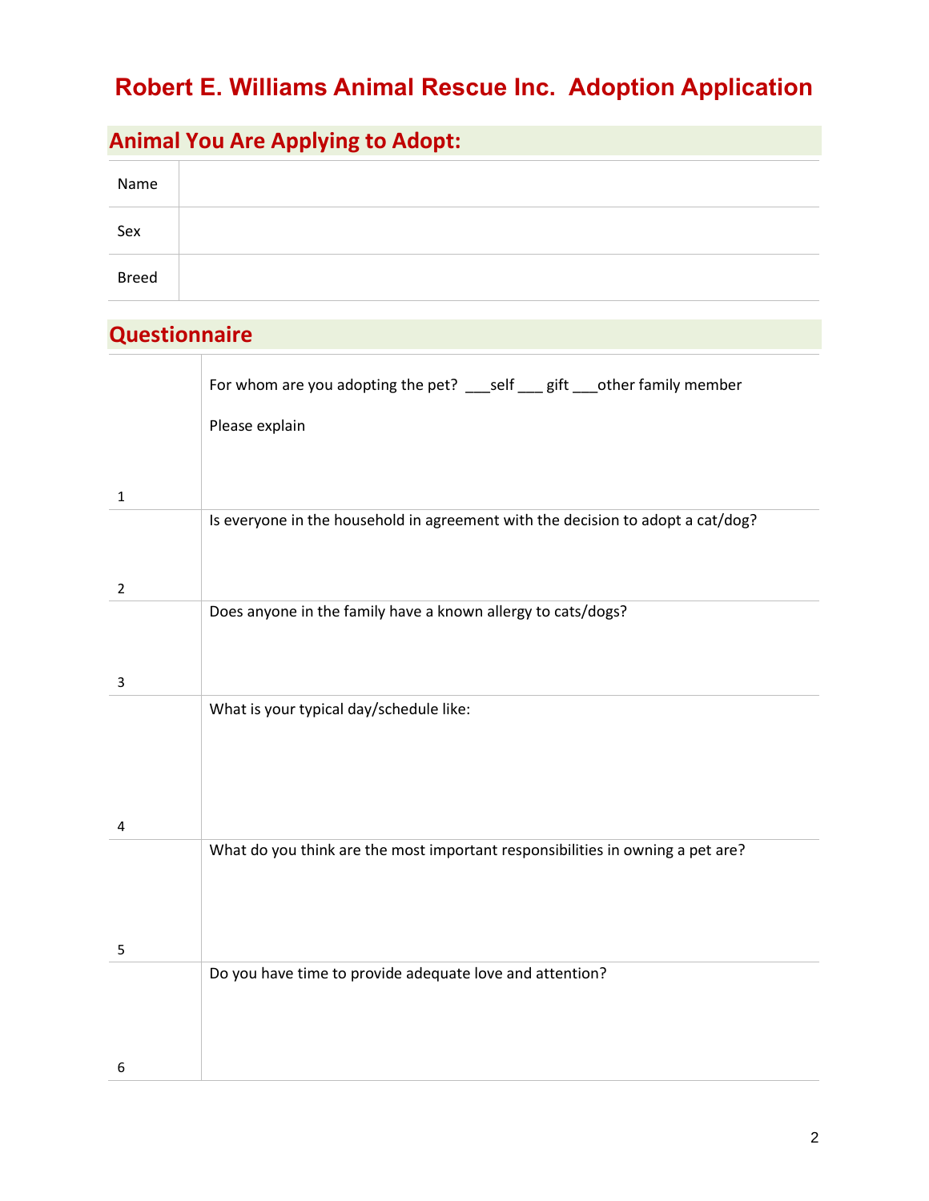# Robert E. Williams Animal Rescue Inc. Adoption Application

## Animal You Are Applying to Adopt:

| | |
|---|---|
| Name | |
| Sex | |
| Breed | |

## Questionnaire

| | |
|---|---|
| 1 | For whom are you adopting the pet? ___self ___ gift ___other family member<br><br>Please explain |
| 2 | Is everyone in the household in agreement with the decision to adopt a cat/dog? |
| 3 | Does anyone in the family have a known allergy to cats/dogs? |
| 4 | What is your typical day/schedule like: |
| 5 | What do you think are the most important responsibilities in owning a pet are? |
| 6 | Do you have time to provide adequate love and attention? |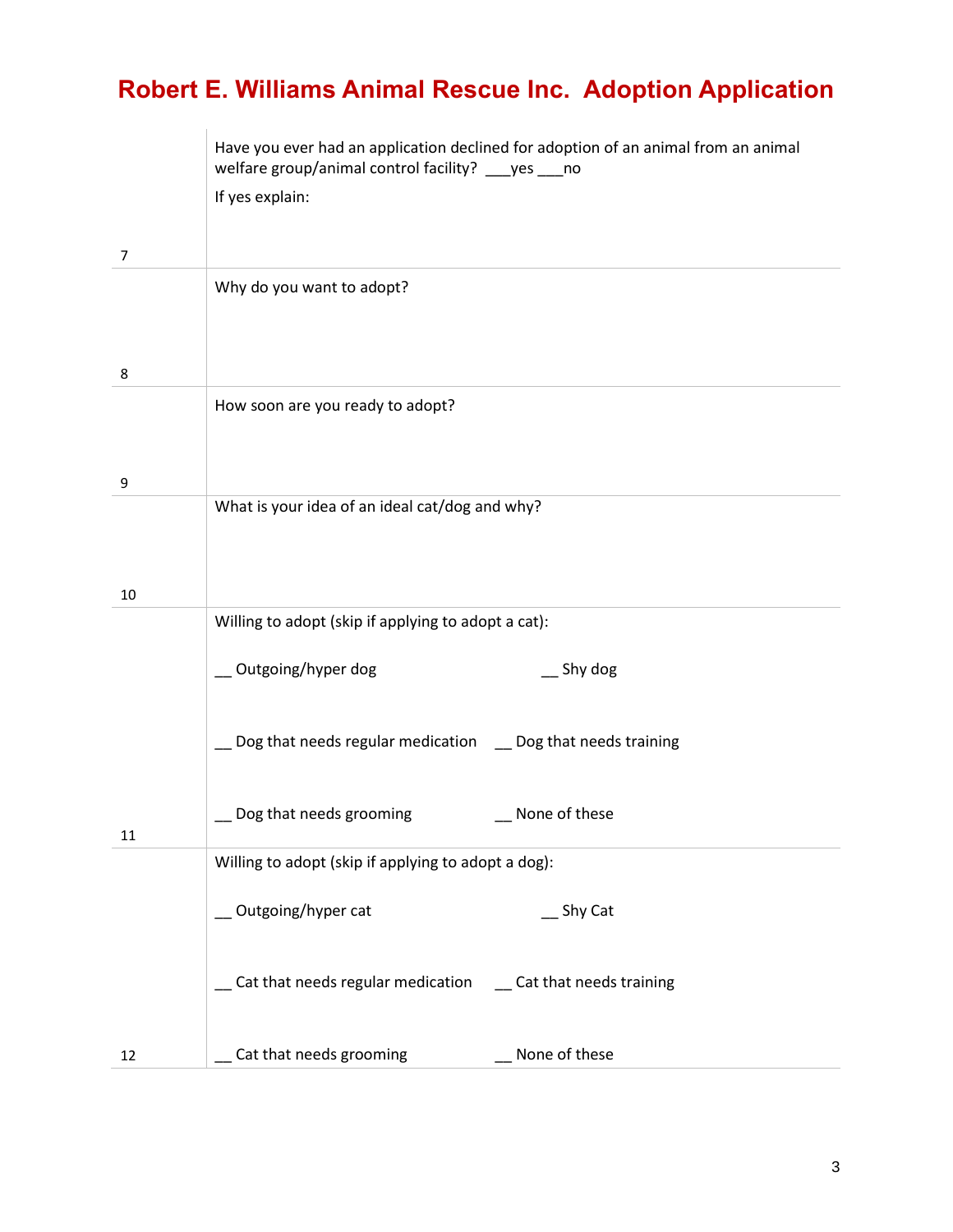# Robert E. Williams Animal Rescue Inc.  Adoption Application

| | |
|---|---|
| 7 | Have you ever had an application declined for adoption of an animal from an animal welfare group/animal control facility?  ___yes ___no<br><br>If yes explain: |
| 8 | Why do you want to adopt? |
| 9 | How soon are you ready to adopt? |
| 10 | What is your idea of an ideal cat/dog and why? |
| 11 | Willing to adopt (skip if applying to adopt a cat):<br><br>__ Outgoing/hyper dog    __ Shy dog<br><br>__ Dog that needs regular medication    __ Dog that needs training<br><br>__ Dog that needs grooming    __ None of these |
| 12 | Willing to adopt (skip if applying to adopt a dog):<br><br>__ Outgoing/hyper cat    __ Shy Cat<br><br>__ Cat that needs regular medication    __ Cat that needs training<br><br>__ Cat that needs grooming    __ None of these |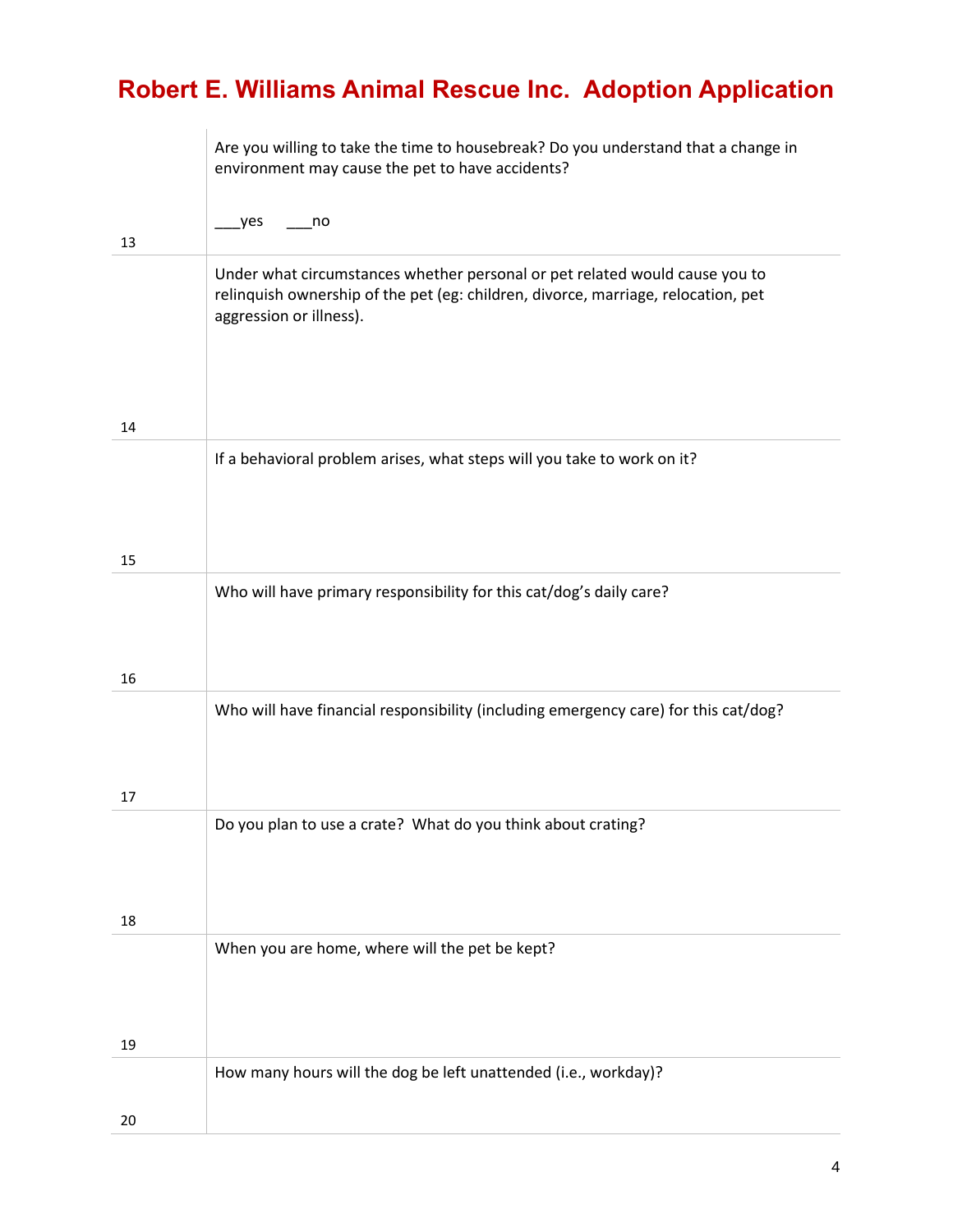# Robert E. Williams Animal Rescue Inc. Adoption Application

| | |
|---|---|
| 13 | Are you willing to take the time to housebreak? Do you understand that a change in environment may cause the pet to have accidents?<br><br>___yes ___no |
| 14 | Under what circumstances whether personal or pet related would cause you to relinquish ownership of the pet (eg: children, divorce, marriage, relocation, pet aggression or illness). |
| 15 | If a behavioral problem arises, what steps will you take to work on it? |
| 16 | Who will have primary responsibility for this cat/dog's daily care? |
| 17 | Who will have financial responsibility (including emergency care) for this cat/dog? |
| 18 | Do you plan to use a crate? What do you think about crating? |
| 19 | When you are home, where will the pet be kept? |
| 20 | How many hours will the dog be left unattended (i.e., workday)? |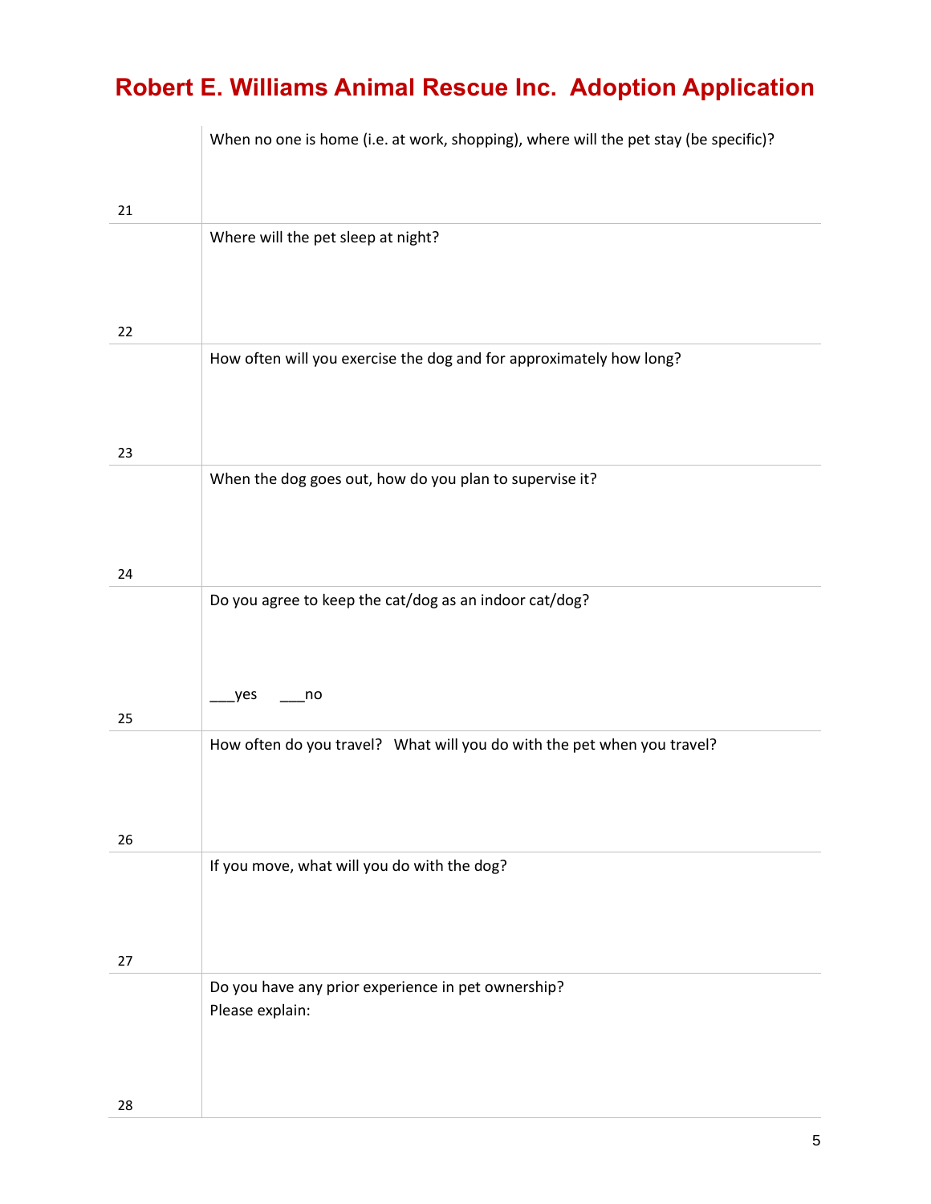# Robert E. Williams Animal Rescue Inc. Adoption Application

| | |
|---|---|
| 21 | When no one is home (i.e. at work, shopping), where will the pet stay (be specific)? |
| 22 | Where will the pet sleep at night? |
| 23 | How often will you exercise the dog and for approximately how long? |
| 24 | When the dog goes out, how do you plan to supervise it? |
| 25 | Do you agree to keep the cat/dog as an indoor cat/dog?<br><br>___yes ___no |
| 26 | How often do you travel? What will you do with the pet when you travel? |
| 27 | If you move, what will you do with the dog? |
| 28 | Do you have any prior experience in pet ownership?<br>Please explain: |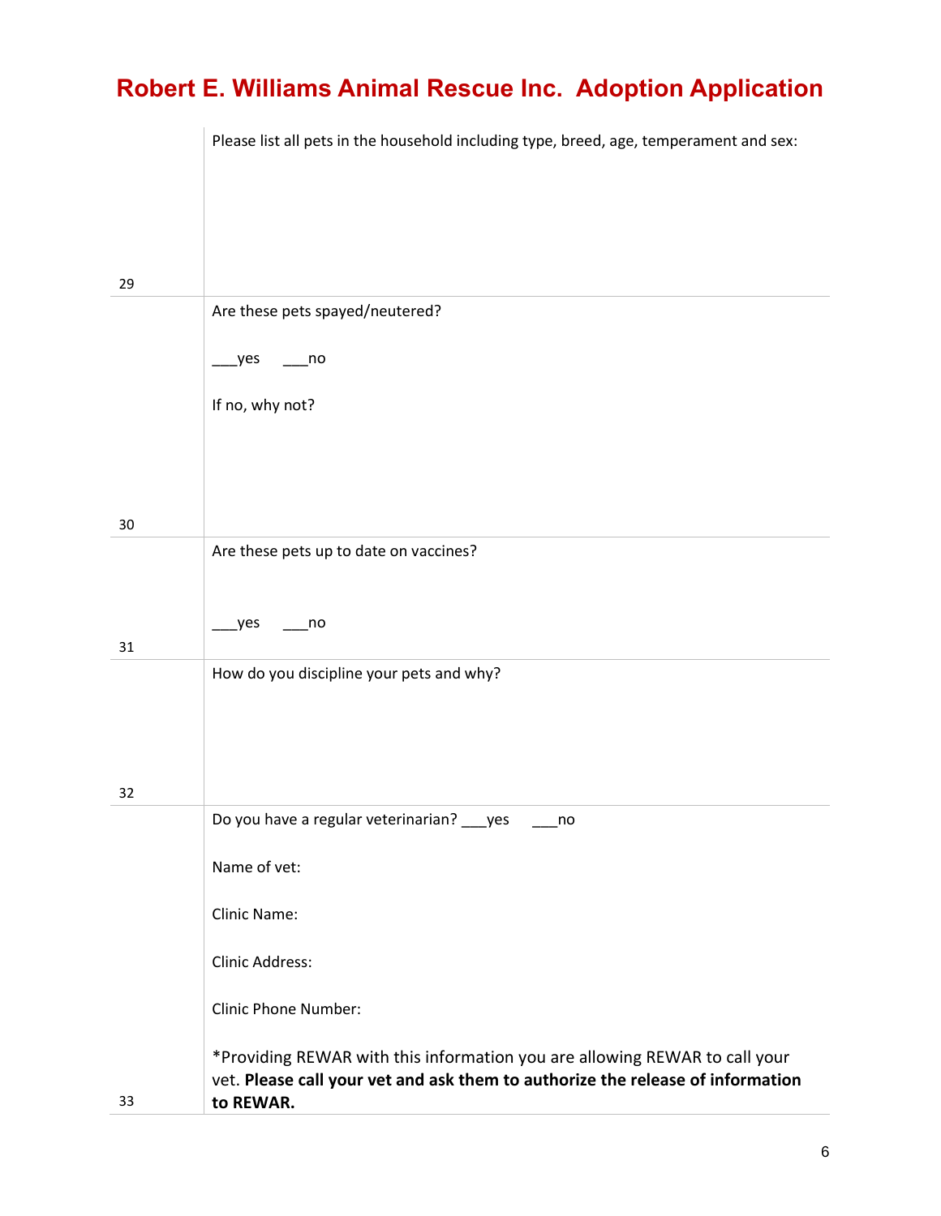# Robert E. Williams Animal Rescue Inc. Adoption Application

| | |
|---|---|
| 29 | Please list all pets in the household including type, breed, age, temperament and sex: |
| 30 | Are these pets spayed/neutered?<br><br>___yes ___no<br><br>If no, why not? |
| 31 | Are these pets up to date on vaccines?<br><br>___yes ___no |
| 32 | How do you discipline your pets and why? |
| 33 | Do you have a regular veterinarian? ___yes ___no<br><br>Name of vet:<br><br>Clinic Name:<br><br>Clinic Address:<br><br>Clinic Phone Number:<br><br>*Providing REWAR with this information you are allowing REWAR to call your vet. **Please call your vet and ask them to authorize the release of information to REWAR.** |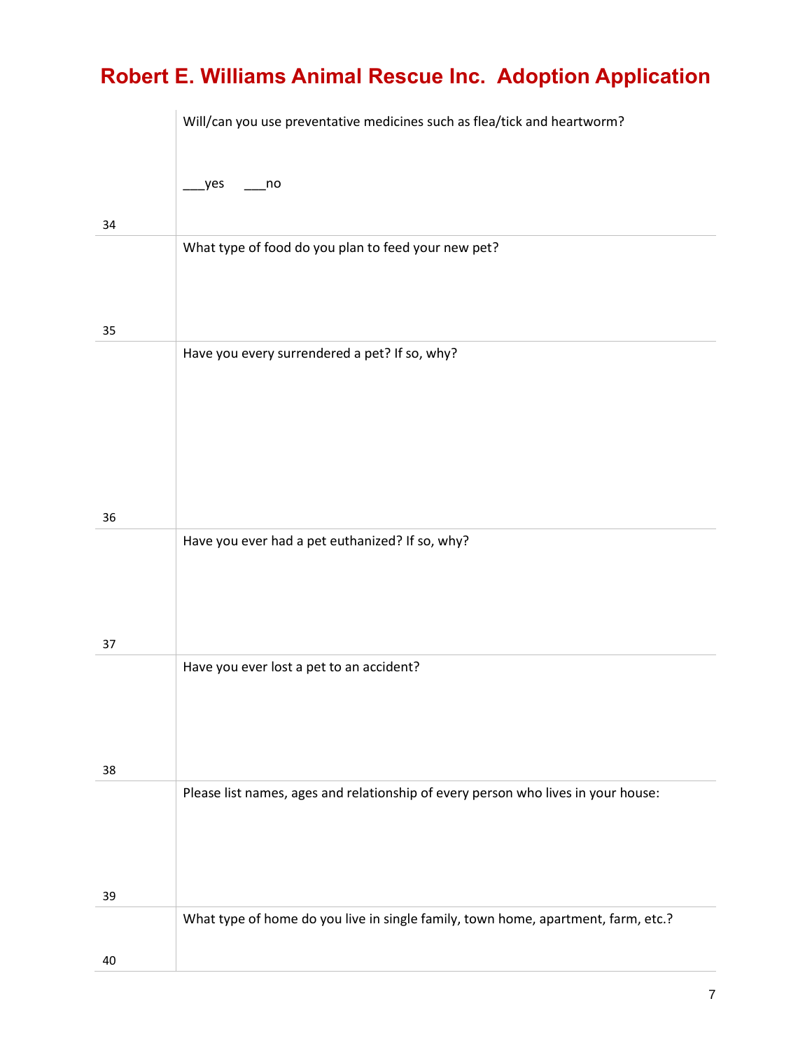# Robert E. Williams Animal Rescue Inc. Adoption Application

| | |
|---|---|
| 34 | Will/can you use preventative medicines such as flea/tick and heartworm?<br><br>___yes ___no |
| 35 | What type of food do you plan to feed your new pet? |
| 36 | Have you every surrendered a pet? If so, why? |
| 37 | Have you ever had a pet euthanized? If so, why? |
| 38 | Have you ever lost a pet to an accident? |
| 39 | Please list names, ages and relationship of every person who lives in your house: |
| 40 | What type of home do you live in single family, town home, apartment, farm, etc.? |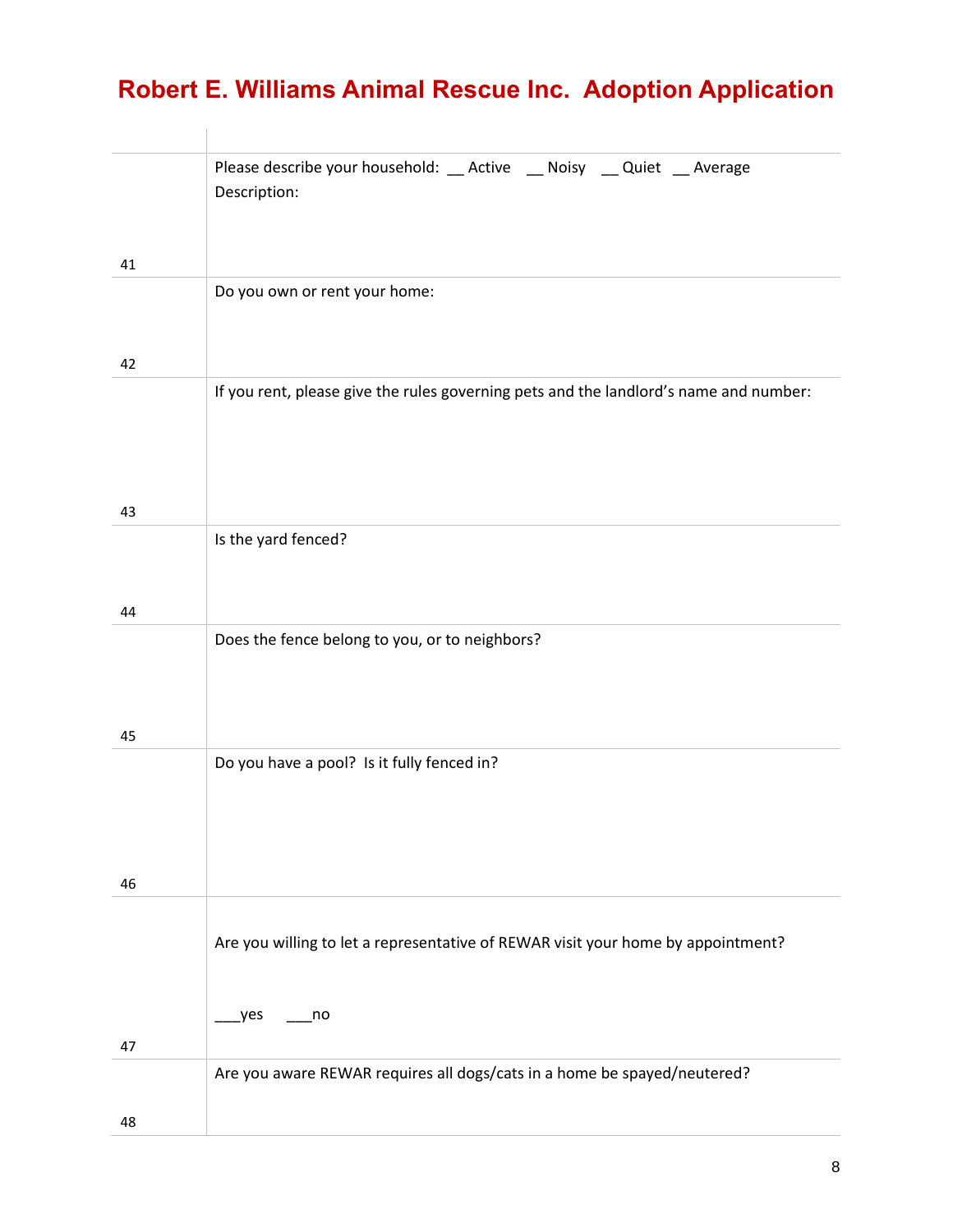# Robert E. Williams Animal Rescue Inc.  Adoption Application

| | |
|---|---|
| 41 | Please describe your household: __ Active  __ Noisy  __ Quiet  __ Average<br>Description: |
| 42 | Do you own or rent your home: |
| 43 | If you rent, please give the rules governing pets and the landlord's name and number: |
| 44 | Is the yard fenced? |
| 45 | Does the fence belong to you, or to neighbors? |
| 46 | Do you have a pool?  Is it fully fenced in? |
| 47 | Are you willing to let a representative of REWAR visit your home by appointment?<br><br>___yes  ___no |
| 48 | Are you aware REWAR requires all dogs/cats in a home be spayed/neutered? |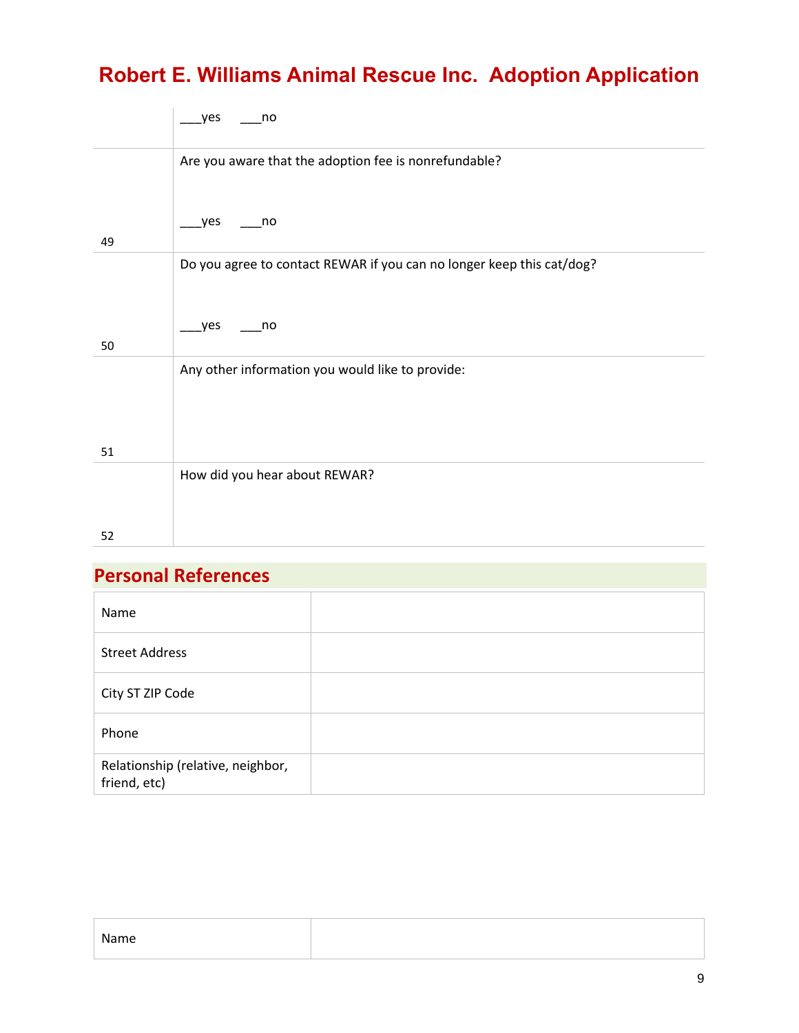# Robert E. Williams Animal Rescue Inc. Adoption Application

| | |
|---|---|
| | ___yes ___no |
| 49 | Are you aware that the adoption fee is nonrefundable?<br><br>___yes ___no |
| 50 | Do you agree to contact REWAR if you can no longer keep this cat/dog?<br><br>___yes ___no |
| 51 | Any other information you would like to provide: |
| 52 | How did you hear about REWAR? |

## Personal References

| | |
|---|---|
| Name | |
| Street Address | |
| City ST ZIP Code | |
| Phone | |
| Relationship (relative, neighbor, friend, etc) | |

| | |
|---|---|
| Name | |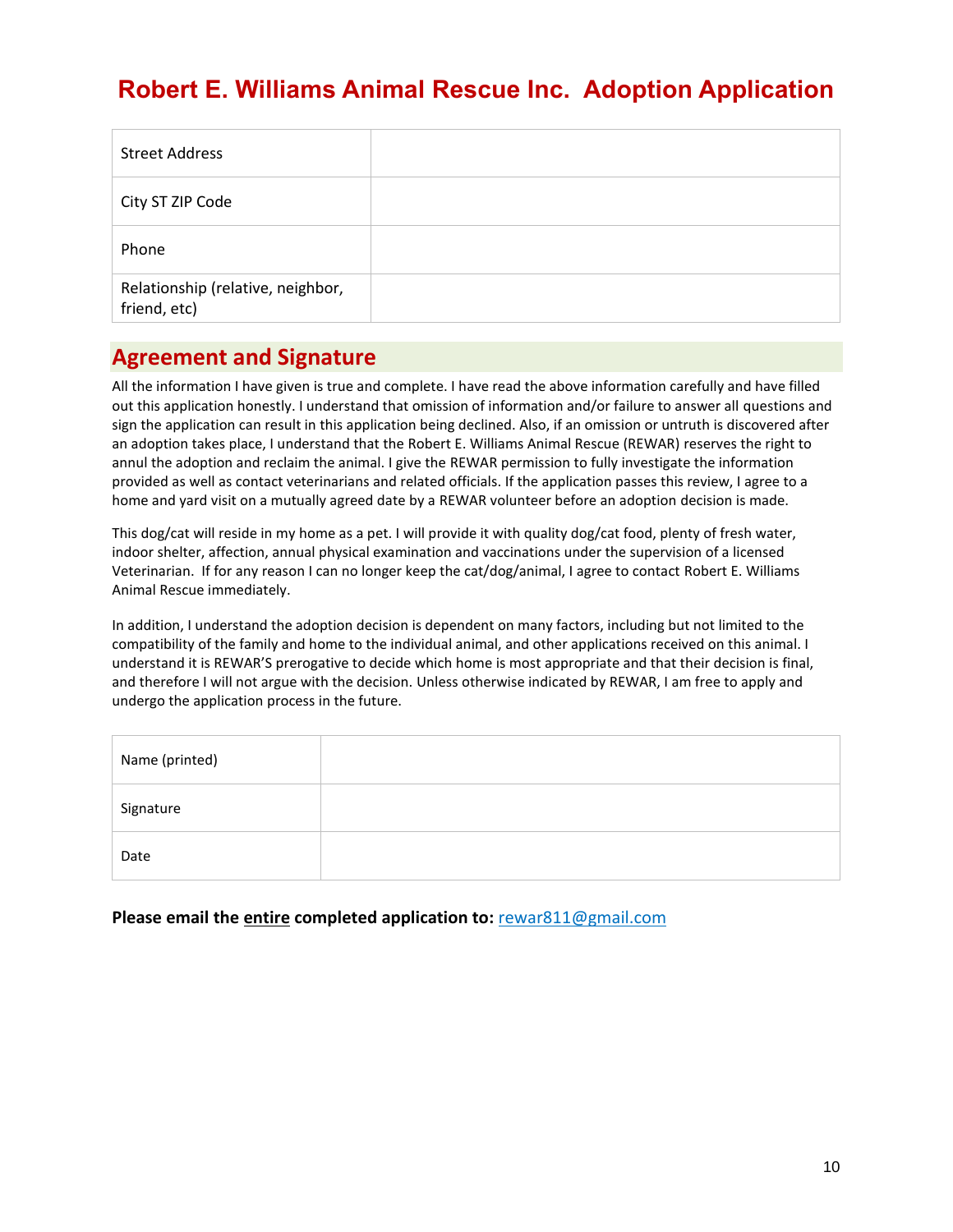# Robert E. Williams Animal Rescue Inc.  Adoption Application

| | |
|---|---|
| Street Address | |
| City ST ZIP Code | |
| Phone | |
| Relationship (relative, neighbor, friend, etc) | |

## Agreement and Signature

All the information I have given is true and complete. I have read the above information carefully and have filled out this application honestly. I understand that omission of information and/or failure to answer all questions and sign the application can result in this application being declined. Also, if an omission or untruth is discovered after an adoption takes place, I understand that the Robert E. Williams Animal Rescue (REWAR) reserves the right to annul the adoption and reclaim the animal. I give the REWAR permission to fully investigate the information provided as well as contact veterinarians and related officials. If the application passes this review, I agree to a home and yard visit on a mutually agreed date by a REWAR volunteer before an adoption decision is made.

This dog/cat will reside in my home as a pet. I will provide it with quality dog/cat food, plenty of fresh water, indoor shelter, affection, annual physical examination and vaccinations under the supervision of a licensed Veterinarian. If for any reason I can no longer keep the cat/dog/animal, I agree to contact Robert E. Williams Animal Rescue immediately.

In addition, I understand the adoption decision is dependent on many factors, including but not limited to the compatibility of the family and home to the individual animal, and other applications received on this animal. I understand it is REWAR'S prerogative to decide which home is most appropriate and that their decision is final, and therefore I will not argue with the decision. Unless otherwise indicated by REWAR, I am free to apply and undergo the application process in the future.

| | |
|---|---|
| Name (printed) | |
| Signature | |
| Date | |

**Please email the <u>entire</u> completed application to:** rewar811@gmail.com